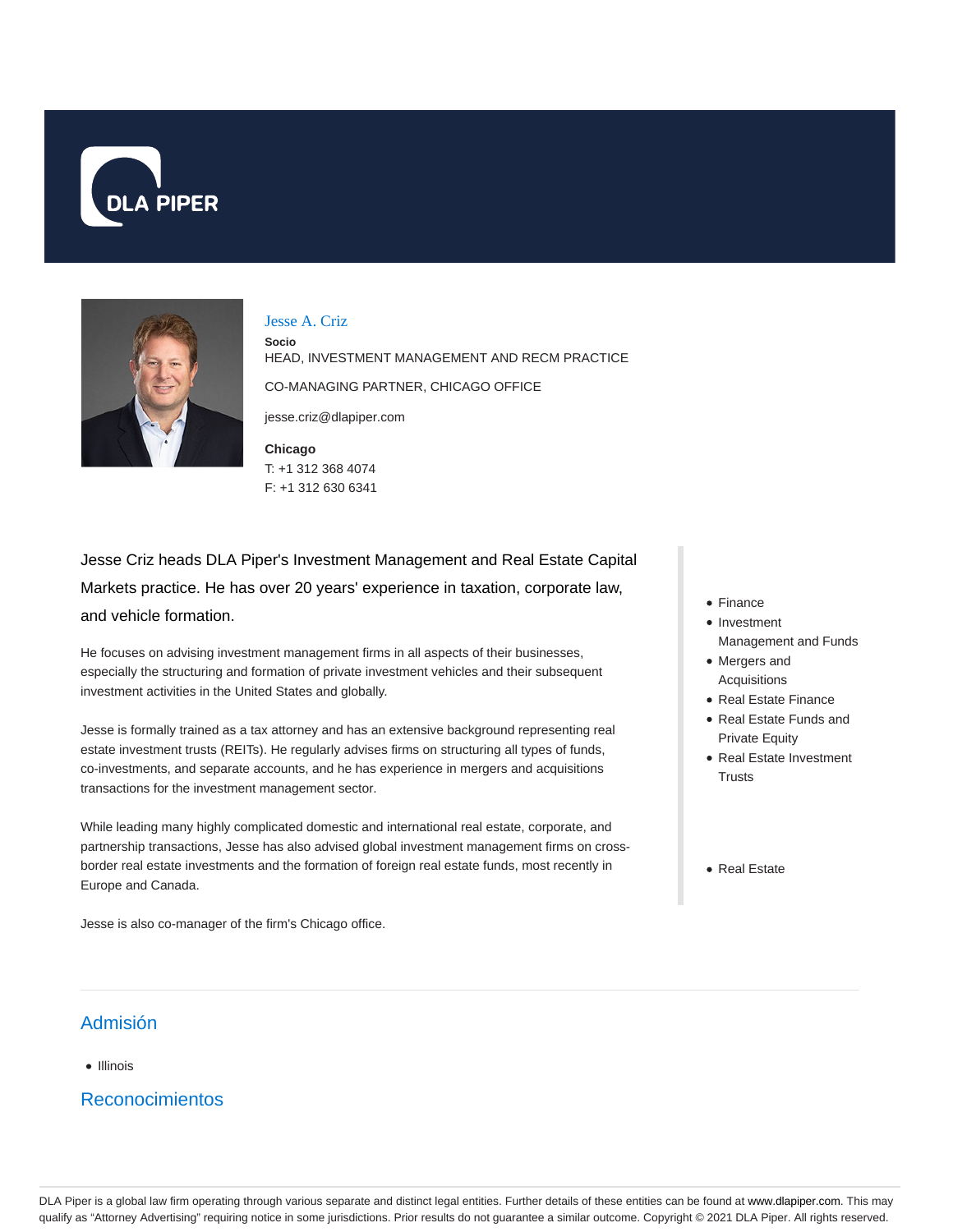DLA PIPER

# Jesse A. Criz

**Socio**

HEAD, INVESTMENT MANAGEMENT AND RECM PRACTICE

CO-MANAGING PARTNER, CHICAGO OFFICE

jesse.criz@dlapiper.com

**Chicago**

T: +1 312 368 4074

F: +1 312 630 6341

Jesse Criz heads DLA Piper's Investment Management and Real Estate Capital Markets practice. He has over 20 years' experience in taxation, corporate law, and vehicle formation.

He focuses on advising investment management firms in all aspects of their businesses, especially the structuring and formation of private investment vehicles and their subsequent investment activities in the United States and globally.

Jesse is formally trained as a tax attorney and has an extensive background representing real estate investment trusts (REITs). He regularly advises firms on structuring all types of funds, co-investments, and separate accounts, and he has experience in mergers and acquisitions transactions for the investment management sector.

While leading many highly complicated domestic and international real estate, corporate, and partnership transactions, Jesse has also advised global investment management firms on cross-border real estate investments and the formation of foreign real estate funds, most recently in Europe and Canada.

Jesse is also co-manager of the firm's Chicago office.

- Finance
- Investment Management and Funds
- Mergers and Acquisitions
- Real Estate Finance
- Real Estate Funds and Private Equity
- Real Estate Investment Trusts

- Real Estate

## Admisión

- Illinois

## Reconocimientos

DLA Piper is a global law firm operating through various separate and distinct legal entities. Further details of these entities can be found at www.dlapiper.com. This may qualify as "Attorney Advertising" requiring notice in some jurisdictions. Prior results do not guarantee a similar outcome. Copyright © 2021 DLA Piper. All rights reserved.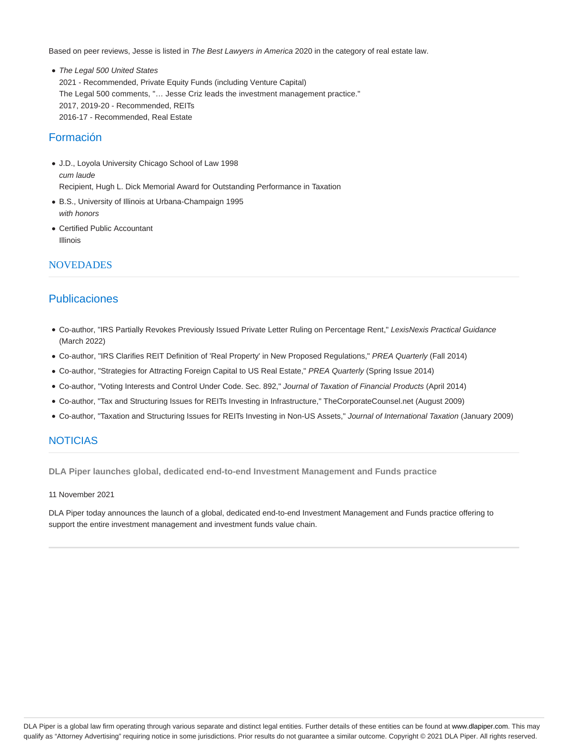Based on peer reviews, Jesse is listed in *The Best Lawyers in America* 2020 in the category of real estate law.

- *The Legal 500 United States*
  2021 - Recommended, Private Equity Funds (including Venture Capital)
  The Legal 500 comments, "… Jesse Criz leads the investment management practice."
  2017, 2019-20 - Recommended, REITs
  2016-17 - Recommended, Real Estate

## Formación

- J.D., Loyola University Chicago School of Law 1998
  *cum laude*
  Recipient, Hugh L. Dick Memorial Award for Outstanding Performance in Taxation
- B.S., University of Illinois at Urbana-Champaign 1995
  *with honors*
- Certified Public Accountant
  Illinois

## NOVEDADES

## Publicaciones

- Co-author, "IRS Partially Revokes Previously Issued Private Letter Ruling on Percentage Rent," *LexisNexis Practical Guidance* (March 2022)
- Co-author, "IRS Clarifies REIT Definition of 'Real Property' in New Proposed Regulations," *PREA Quarterly* (Fall 2014)
- Co-author, "Strategies for Attracting Foreign Capital to US Real Estate," *PREA Quarterly* (Spring Issue 2014)
- Co-author, "Voting Interests and Control Under Code. Sec. 892," *Journal of Taxation of Financial Products* (April 2014)
- Co-author, "Tax and Structuring Issues for REITs Investing in Infrastructure," TheCorporateCounsel.net (August 2009)
- Co-author, "Taxation and Structuring Issues for REITs Investing in Non-US Assets," *Journal of International Taxation* (January 2009)

## NOTICIAS

**DLA Piper launches global, dedicated end-to-end Investment Management and Funds practice**

11 November 2021

DLA Piper today announces the launch of a global, dedicated end-to-end Investment Management and Funds practice offering to support the entire investment management and investment funds value chain.

DLA Piper is a global law firm operating through various separate and distinct legal entities. Further details of these entities can be found at www.dlapiper.com. This may qualify as "Attorney Advertising" requiring notice in some jurisdictions. Prior results do not guarantee a similar outcome. Copyright © 2021 DLA Piper. All rights reserved.